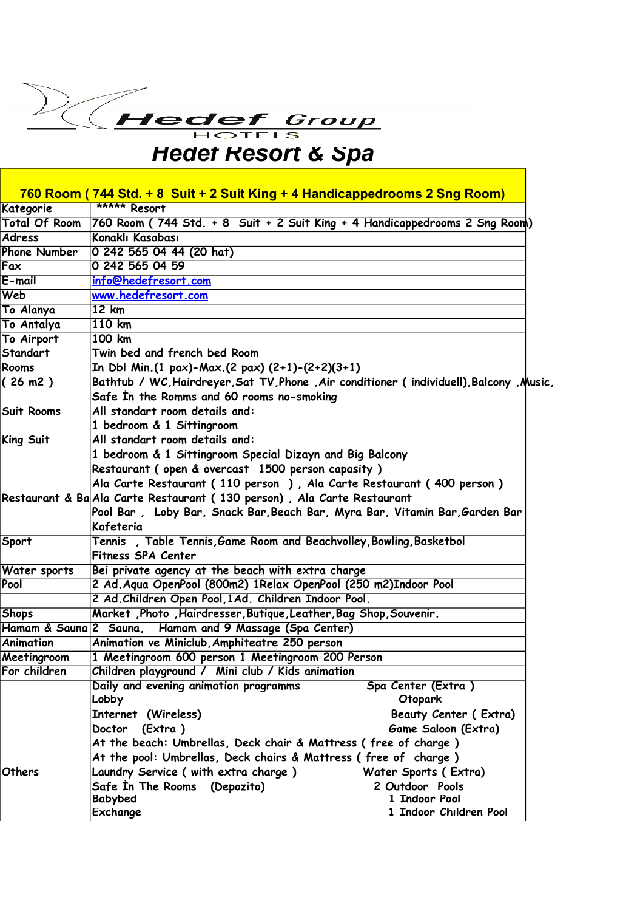# Hedef Group HOTELS

# Hedef Resort & Spa

| 760 Room ( 744 Std. + 8 Suit + 2 Suit King + 4 Handicapedrooms 2 Sng Room) | |
|---|---|
| Kategorie | ***** Resort |
| Total Of Room | 760 Room ( 744 Std. + 8 Suit + 2 Suit King + 4 Handicapedrooms 2 Sng Room) |
| Adress | Konaklı Kasabası |
| Phone Number | 0 242 565 04 44 (20 hat) |
| Fax | 0 242 565 04 59 |
| E-mail | info@hedefresort.com |
| Web | www.hedefresort.com |
| To Alanya | 12 km |
| To Antalya | 110 km |
| To Airport | 100 km |
| Standart Rooms ( 26 m2 ) | Twin bed and french bed Room<br>In Dbl Min.(1 pax)-Max.(2 pax) (2+1)-(2+2)(3+1)<br>Bathtub / WC,Hairdreyer,Sat TV,Phone ,Air conditioner ( individuell),Balcony ,Music,<br>Safe İn the Romms and 60 rooms no-smoking |
| Suit Rooms | All standart room details and:<br>1 bedroom & 1 Sittingroom |
| King Suit | All standart room details and:<br>1 bedroom & 1 Sittingroom Special Dizayn and Big Balcony |
| Restaurant & Ba | Restaurant ( open & overcast 1500 person capasity )<br>Ala Carte Restaurant ( 110 person ) , Ala Carte Restaurant ( 400 person )<br>Ala Carte Restaurant ( 130 person) , Ala Carte Restaurant<br>Pool Bar , Loby Bar, Snack Bar,Beach Bar, Myra Bar, Vitamin Bar,Garden Bar<br>Kafeteria |
| Sport | Tennis , Table Tennis,Game Room and Beachvolley,Bowling,Basketbol<br>Fitness SPA Center |
| Water sports | Bei private agency at the beach with extra charge |
| Pool | 2 Ad.Aqua OpenPool (800m2) 1Relax OpenPool (250 m2)Indoor Pool<br>2 Ad.Children Open Pool,1Ad. Children Indoor Pool. |
| Shops | Market ,Photo ,Hairdresser,Butique,Leather,Bag Shop,Souvenir. |
| Hamam & Sauna | 2 Sauna, Hamam and 9 Massage (Spa Center) |
| Animation | Animation ve Miniclub,Amphiteatre 250 person |
| Meetingroom | 1 Meetingroom 600 person 1 Meetingroom 200 Person |
| For children | Children playground / Mini club / Kids animation |
| Others | Daily and evening animation programms<br>Lobby<br>Internet (Wireless)<br>Doctor (Extra )<br>At the beach: Umbrellas, Deck chair & Mattress ( free of charge )<br>At the pool: Umbrellas, Deck chairs & Mattress ( free of charge )<br>Laundry Service ( with extra charge )<br>Safe İn The Rooms (Depozito)<br>Babybed<br>Exchange<br>Spa Center (Extra )<br>Otopark<br>Beauty Center ( Extra)<br>Game Saloon (Extra)<br>Water Sports ( Extra)<br>2 Outdoor Pools<br>1 Indoor Pool<br>1 Indoor Chıldren Pool |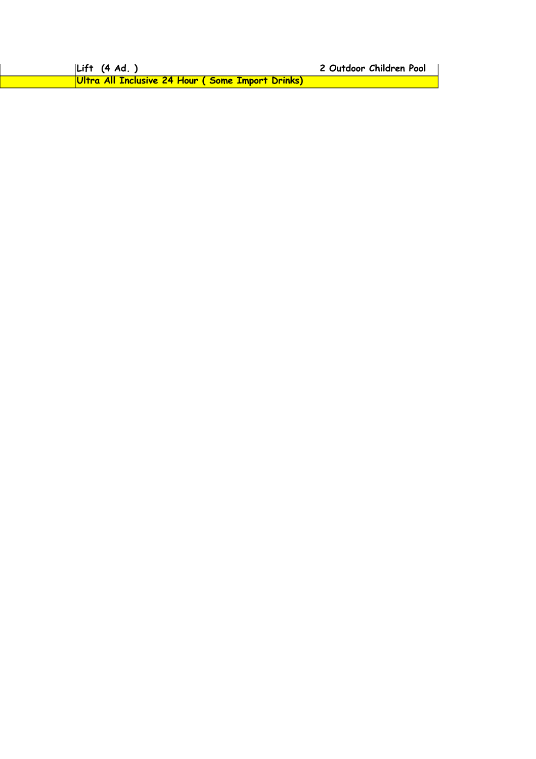| | | |
|---|---|---|
| | Lift (4 Ad. ) | 2 Outdoor Children Pool |
| | Ultra All Inclusive 24 Hour ( Some Import Drinks) | |